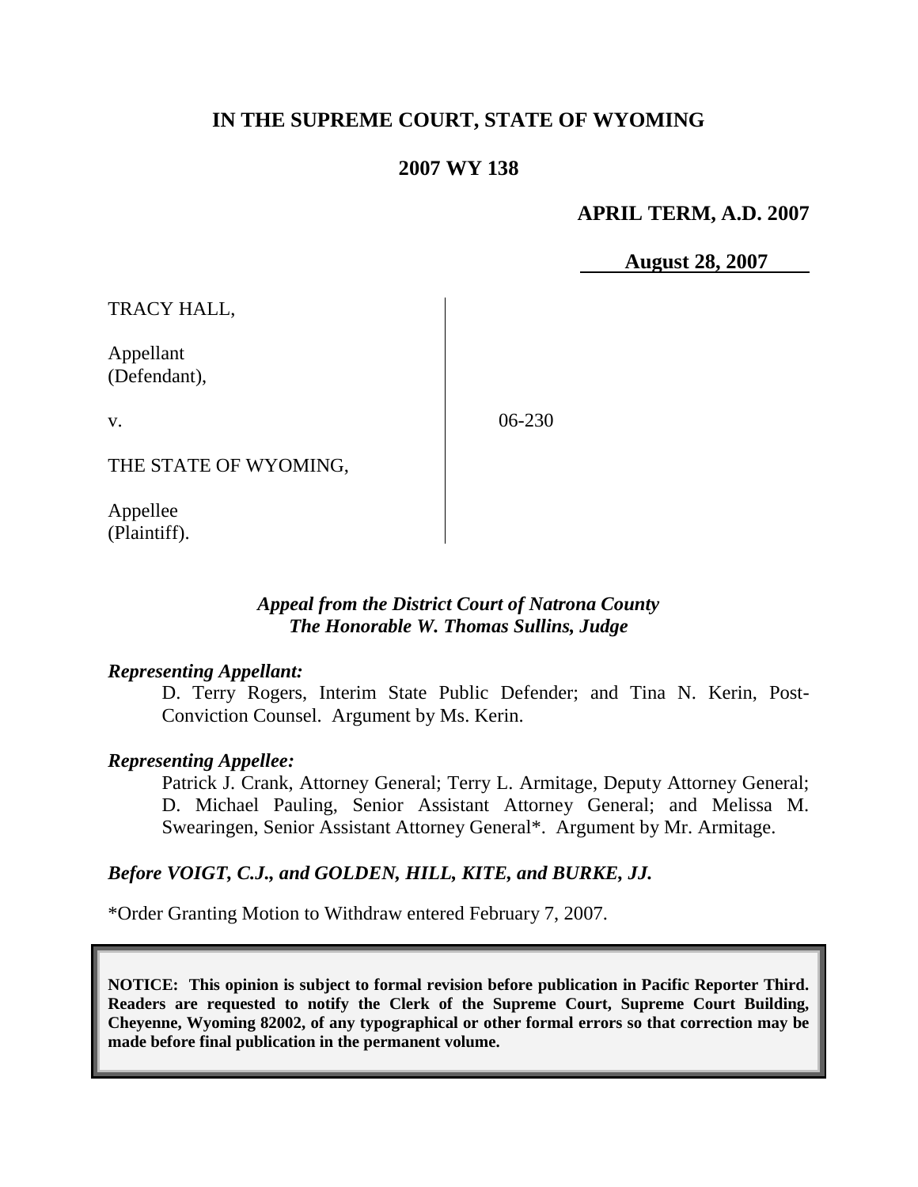# IN THE SUPREME COURT, STATE OF WYOMING

## 2007 WY 138

**APRIL TERM, A.D. 2007**

**August 28, 2007**

TRACY HALL,

Appellant
(Defendant),

v.

06-230

THE STATE OF WYOMING,

Appellee
(Plaintiff).

*Appeal from the District Court of Natrona County*
*The Honorable W. Thomas Sullins, Judge*

***Representing Appellant:***

D. Terry Rogers, Interim State Public Defender; and Tina N. Kerin, Post-Conviction Counsel. Argument by Ms. Kerin.

***Representing Appellee:***

Patrick J. Crank, Attorney General; Terry L. Armitage, Deputy Attorney General; D. Michael Pauling, Senior Assistant Attorney General; and Melissa M. Swearingen, Senior Assistant Attorney General*. Argument by Mr. Armitage.

***Before VOIGT, C.J., and GOLDEN, HILL, KITE, and BURKE, JJ.***

*Order Granting Motion to Withdraw entered February 7, 2007.

**NOTICE: This opinion is subject to formal revision before publication in Pacific Reporter Third. Readers are requested to notify the Clerk of the Supreme Court, Supreme Court Building, Cheyenne, Wyoming 82002, of any typographical or other formal errors so that correction may be made before final publication in the permanent volume.**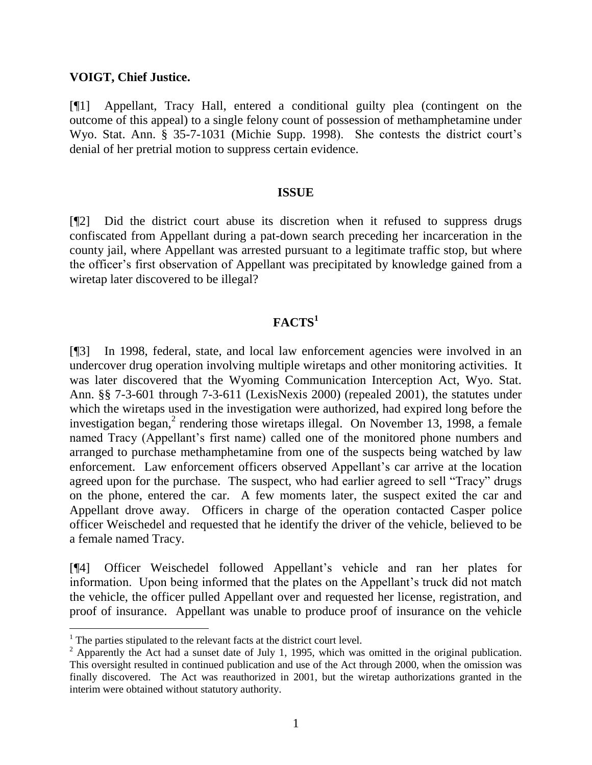**VOIGT, Chief Justice.**

[¶1] Appellant, Tracy Hall, entered a conditional guilty plea (contingent on the outcome of this appeal) to a single felony count of possession of methamphetamine under Wyo. Stat. Ann. § 35-7-1031 (Michie Supp. 1998). She contests the district court's denial of her pretrial motion to suppress certain evidence.

## ISSUE

[¶2] Did the district court abuse its discretion when it refused to suppress drugs confiscated from Appellant during a pat-down search preceding her incarceration in the county jail, where Appellant was arrested pursuant to a legitimate traffic stop, but where the officer's first observation of Appellant was precipitated by knowledge gained from a wiretap later discovered to be illegal?

## FACTS[1]

[¶3] In 1998, federal, state, and local law enforcement agencies were involved in an undercover drug operation involving multiple wiretaps and other monitoring activities. It was later discovered that the Wyoming Communication Interception Act, Wyo. Stat. Ann. §§ 7-3-601 through 7-3-611 (LexisNexis 2000) (repealed 2001), the statutes under which the wiretaps used in the investigation were authorized, had expired long before the investigation began,[2] rendering those wiretaps illegal. On November 13, 1998, a female named Tracy (Appellant's first name) called one of the monitored phone numbers and arranged to purchase methamphetamine from one of the suspects being watched by law enforcement. Law enforcement officers observed Appellant's car arrive at the location agreed upon for the purchase. The suspect, who had earlier agreed to sell "Tracy" drugs on the phone, entered the car. A few moments later, the suspect exited the car and Appellant drove away. Officers in charge of the operation contacted Casper police officer Weischedel and requested that he identify the driver of the vehicle, believed to be a female named Tracy.

[¶4] Officer Weischedel followed Appellant's vehicle and ran her plates for information. Upon being informed that the plates on the Appellant's truck did not match the vehicle, the officer pulled Appellant over and requested her license, registration, and proof of insurance. Appellant was unable to produce proof of insurance on the vehicle

---

[1] The parties stipulated to the relevant facts at the district court level.

[2] Apparently the Act had a sunset date of July 1, 1995, which was omitted in the original publication. This oversight resulted in continued publication and use of the Act through 2000, when the omission was finally discovered. The Act was reauthorized in 2001, but the wiretap authorizations granted in the interim were obtained without statutory authority.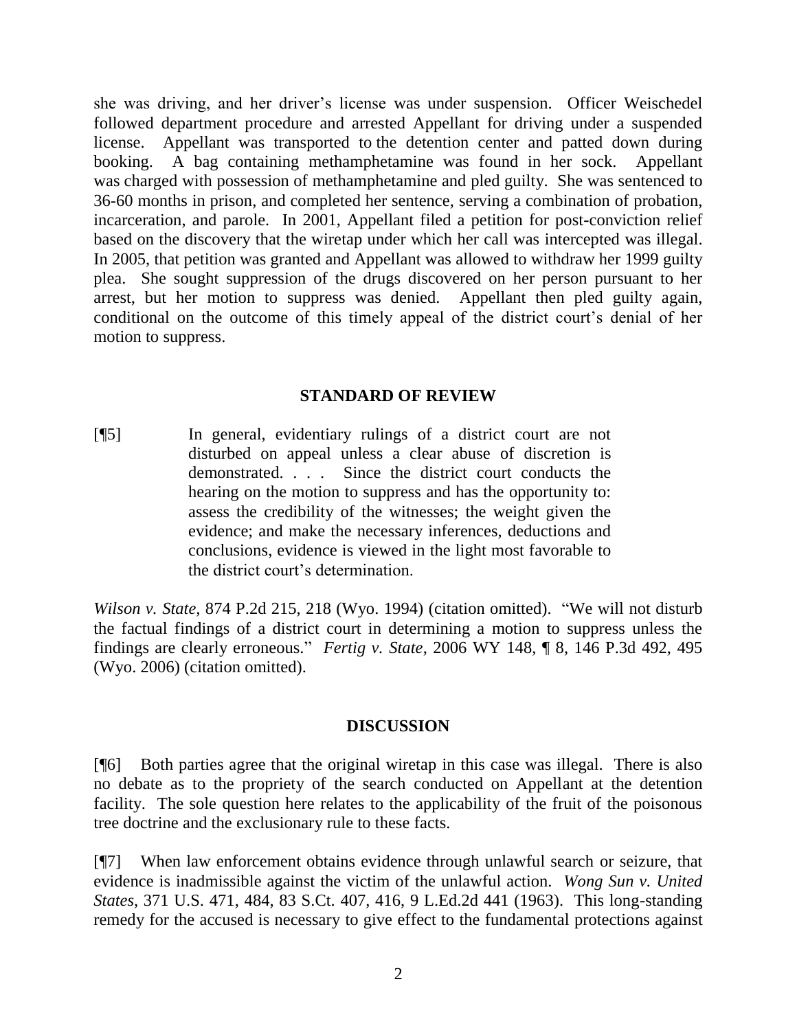she was driving, and her driver's license was under suspension. Officer Weischedel followed department procedure and arrested Appellant for driving under a suspended license. Appellant was transported to the detention center and patted down during booking. A bag containing methamphetamine was found in her sock. Appellant was charged with possession of methamphetamine and pled guilty. She was sentenced to 36-60 months in prison, and completed her sentence, serving a combination of probation, incarceration, and parole. In 2001, Appellant filed a petition for post-conviction relief based on the discovery that the wiretap under which her call was intercepted was illegal. In 2005, that petition was granted and Appellant was allowed to withdraw her 1999 guilty plea. She sought suppression of the drugs discovered on her person pursuant to her arrest, but her motion to suppress was denied. Appellant then pled guilty again, conditional on the outcome of this timely appeal of the district court's denial of her motion to suppress.

## STANDARD OF REVIEW

[¶5] In general, evidentiary rulings of a district court are not disturbed on appeal unless a clear abuse of discretion is demonstrated. . . . Since the district court conducts the hearing on the motion to suppress and has the opportunity to: assess the credibility of the witnesses; the weight given the evidence; and make the necessary inferences, deductions and conclusions, evidence is viewed in the light most favorable to the district court's determination.

*Wilson v. State*, 874 P.2d 215, 218 (Wyo. 1994) (citation omitted). "We will not disturb the factual findings of a district court in determining a motion to suppress unless the findings are clearly erroneous." *Fertig v. State*, 2006 WY 148, ¶ 8, 146 P.3d 492, 495 (Wyo. 2006) (citation omitted).

## DISCUSSION

[¶6] Both parties agree that the original wiretap in this case was illegal. There is also no debate as to the propriety of the search conducted on Appellant at the detention facility. The sole question here relates to the applicability of the fruit of the poisonous tree doctrine and the exclusionary rule to these facts.

[¶7] When law enforcement obtains evidence through unlawful search or seizure, that evidence is inadmissible against the victim of the unlawful action. *Wong Sun v. United States*, 371 U.S. 471, 484, 83 S.Ct. 407, 416, 9 L.Ed.2d 441 (1963). This long-standing remedy for the accused is necessary to give effect to the fundamental protections against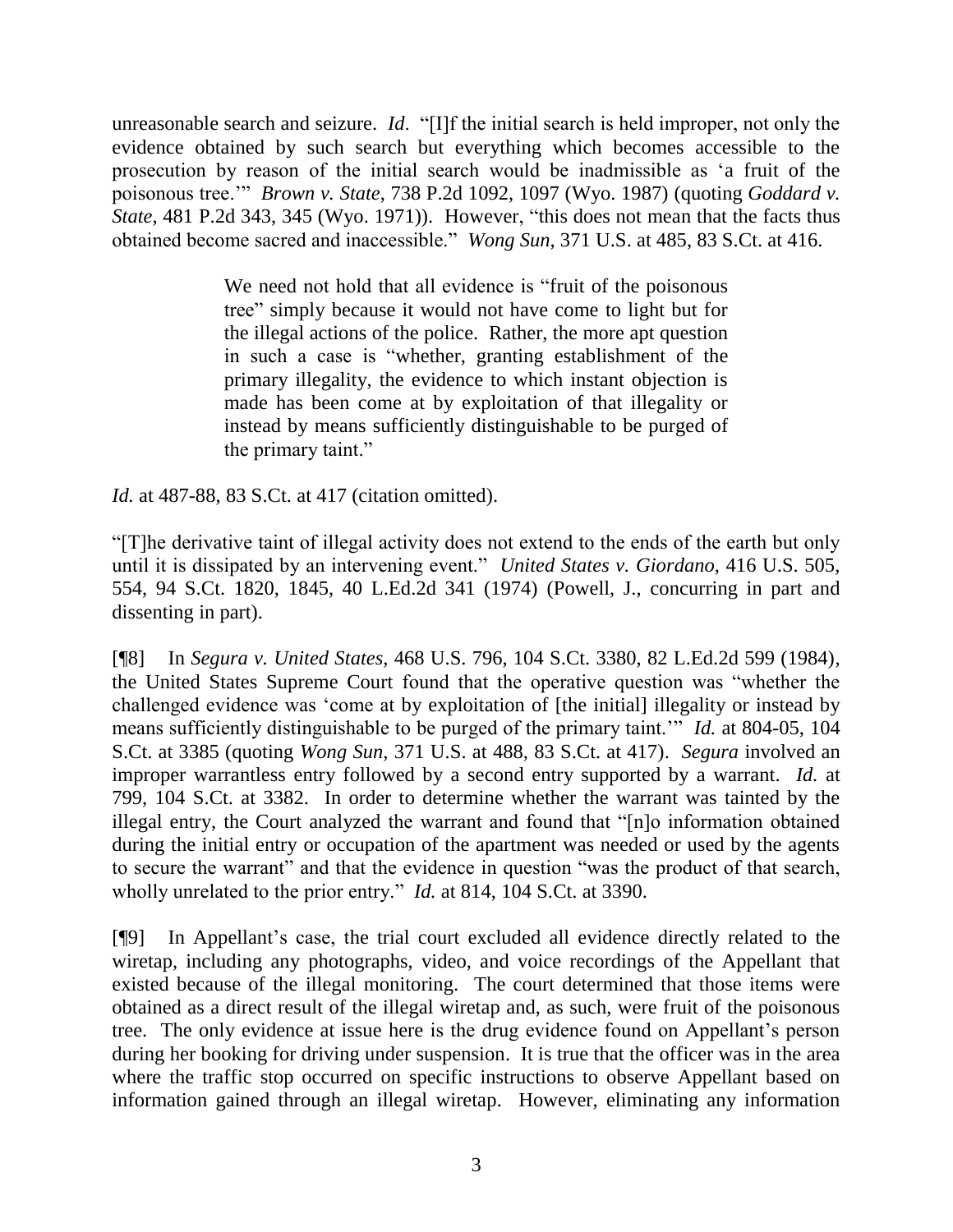unreasonable search and seizure. *Id*. "[I]f the initial search is held improper, not only the evidence obtained by such search but everything which becomes accessible to the prosecution by reason of the initial search would be inadmissible as 'a fruit of the poisonous tree.'" *Brown v. State*, 738 P.2d 1092, 1097 (Wyo. 1987) (quoting *Goddard v. State*, 481 P.2d 343, 345 (Wyo. 1971)). However, "this does not mean that the facts thus obtained become sacred and inaccessible." *Wong Sun*, 371 U.S. at 485, 83 S.Ct. at 416.

> We need not hold that all evidence is "fruit of the poisonous tree" simply because it would not have come to light but for the illegal actions of the police. Rather, the more apt question in such a case is "whether, granting establishment of the primary illegality, the evidence to which instant objection is made has been come at by exploitation of that illegality or instead by means sufficiently distinguishable to be purged of the primary taint."

*Id.* at 487-88, 83 S.Ct. at 417 (citation omitted).

"[T]he derivative taint of illegal activity does not extend to the ends of the earth but only until it is dissipated by an intervening event." *United States v. Giordano*, 416 U.S. 505, 554, 94 S.Ct. 1820, 1845, 40 L.Ed.2d 341 (1974) (Powell, J., concurring in part and dissenting in part).

[¶8] In *Segura v. United States*, 468 U.S. 796, 104 S.Ct. 3380, 82 L.Ed.2d 599 (1984), the United States Supreme Court found that the operative question was "whether the challenged evidence was 'come at by exploitation of [the initial] illegality or instead by means sufficiently distinguishable to be purged of the primary taint.'" *Id.* at 804-05, 104 S.Ct. at 3385 (quoting *Wong Sun*, 371 U.S. at 488, 83 S.Ct. at 417). *Segura* involved an improper warrantless entry followed by a second entry supported by a warrant. *Id.* at 799, 104 S.Ct. at 3382. In order to determine whether the warrant was tainted by the illegal entry, the Court analyzed the warrant and found that "[n]o information obtained during the initial entry or occupation of the apartment was needed or used by the agents to secure the warrant" and that the evidence in question "was the product of that search, wholly unrelated to the prior entry." *Id.* at 814, 104 S.Ct. at 3390.

[¶9] In Appellant's case, the trial court excluded all evidence directly related to the wiretap, including any photographs, video, and voice recordings of the Appellant that existed because of the illegal monitoring. The court determined that those items were obtained as a direct result of the illegal wiretap and, as such, were fruit of the poisonous tree. The only evidence at issue here is the drug evidence found on Appellant's person during her booking for driving under suspension. It is true that the officer was in the area where the traffic stop occurred on specific instructions to observe Appellant based on information gained through an illegal wiretap. However, eliminating any information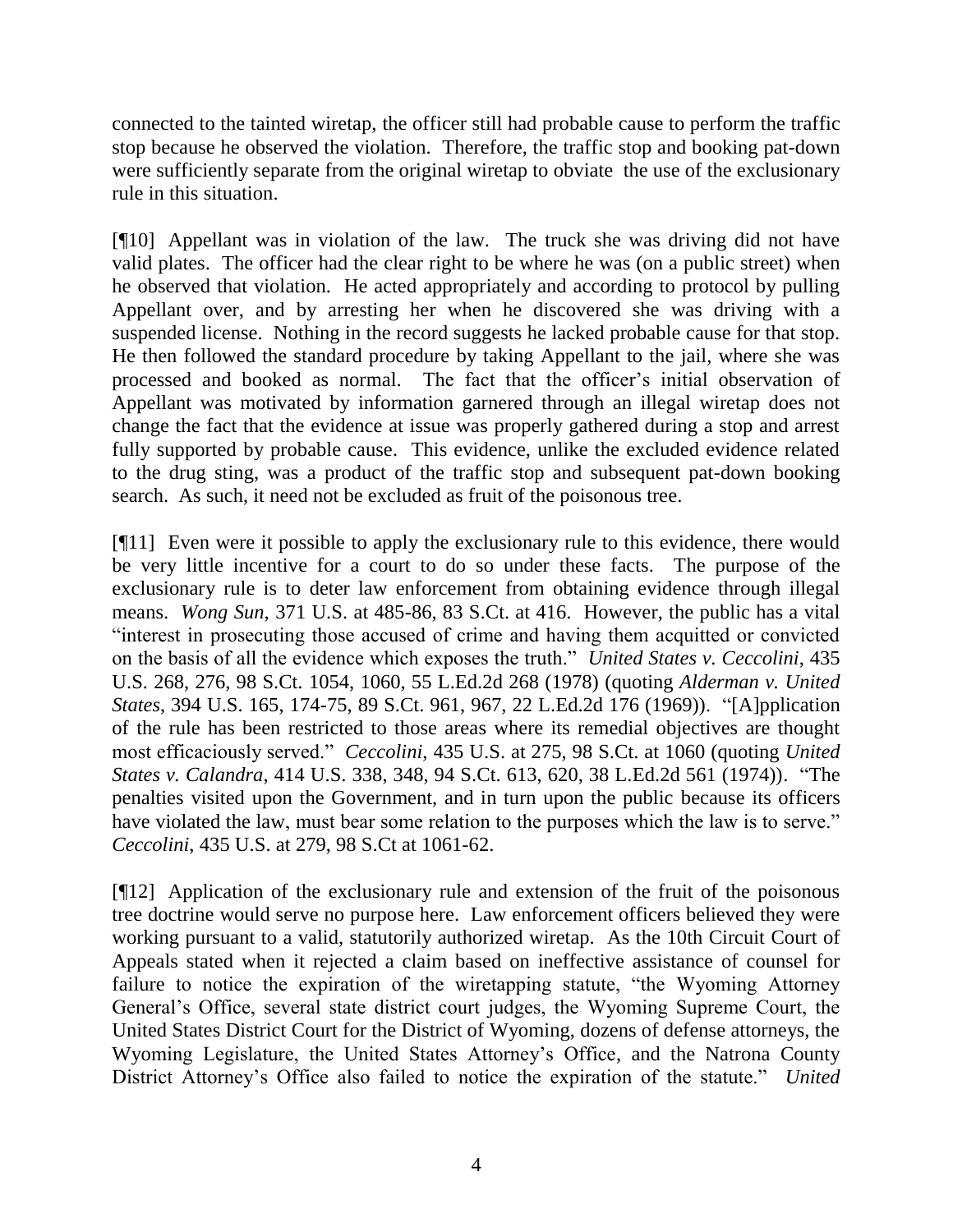connected to the tainted wiretap, the officer still had probable cause to perform the traffic stop because he observed the violation. Therefore, the traffic stop and booking pat-down were sufficiently separate from the original wiretap to obviate the use of the exclusionary rule in this situation.

[¶10] Appellant was in violation of the law. The truck she was driving did not have valid plates. The officer had the clear right to be where he was (on a public street) when he observed that violation. He acted appropriately and according to protocol by pulling Appellant over, and by arresting her when he discovered she was driving with a suspended license. Nothing in the record suggests he lacked probable cause for that stop. He then followed the standard procedure by taking Appellant to the jail, where she was processed and booked as normal. The fact that the officer's initial observation of Appellant was motivated by information garnered through an illegal wiretap does not change the fact that the evidence at issue was properly gathered during a stop and arrest fully supported by probable cause. This evidence, unlike the excluded evidence related to the drug sting, was a product of the traffic stop and subsequent pat-down booking search. As such, it need not be excluded as fruit of the poisonous tree.

[¶11] Even were it possible to apply the exclusionary rule to this evidence, there would be very little incentive for a court to do so under these facts. The purpose of the exclusionary rule is to deter law enforcement from obtaining evidence through illegal means. *Wong Sun*, 371 U.S. at 485-86, 83 S.Ct. at 416. However, the public has a vital "interest in prosecuting those accused of crime and having them acquitted or convicted on the basis of all the evidence which exposes the truth." *United States v. Ceccolini*, 435 U.S. 268, 276, 98 S.Ct. 1054, 1060, 55 L.Ed.2d 268 (1978) (quoting *Alderman v. United States*, 394 U.S. 165, 174-75, 89 S.Ct. 961, 967, 22 L.Ed.2d 176 (1969)). "[A]pplication of the rule has been restricted to those areas where its remedial objectives are thought most efficaciously served." *Ceccolini*, 435 U.S. at 275, 98 S.Ct. at 1060 (quoting *United States v. Calandra*, 414 U.S. 338, 348, 94 S.Ct. 613, 620, 38 L.Ed.2d 561 (1974)). "The penalties visited upon the Government, and in turn upon the public because its officers have violated the law, must bear some relation to the purposes which the law is to serve." *Ceccolini*, 435 U.S. at 279, 98 S.Ct at 1061-62.

[¶12] Application of the exclusionary rule and extension of the fruit of the poisonous tree doctrine would serve no purpose here. Law enforcement officers believed they were working pursuant to a valid, statutorily authorized wiretap. As the 10th Circuit Court of Appeals stated when it rejected a claim based on ineffective assistance of counsel for failure to notice the expiration of the wiretapping statute, "the Wyoming Attorney General's Office, several state district court judges, the Wyoming Supreme Court, the United States District Court for the District of Wyoming, dozens of defense attorneys, the Wyoming Legislature, the United States Attorney's Office, and the Natrona County District Attorney's Office also failed to notice the expiration of the statute." *United*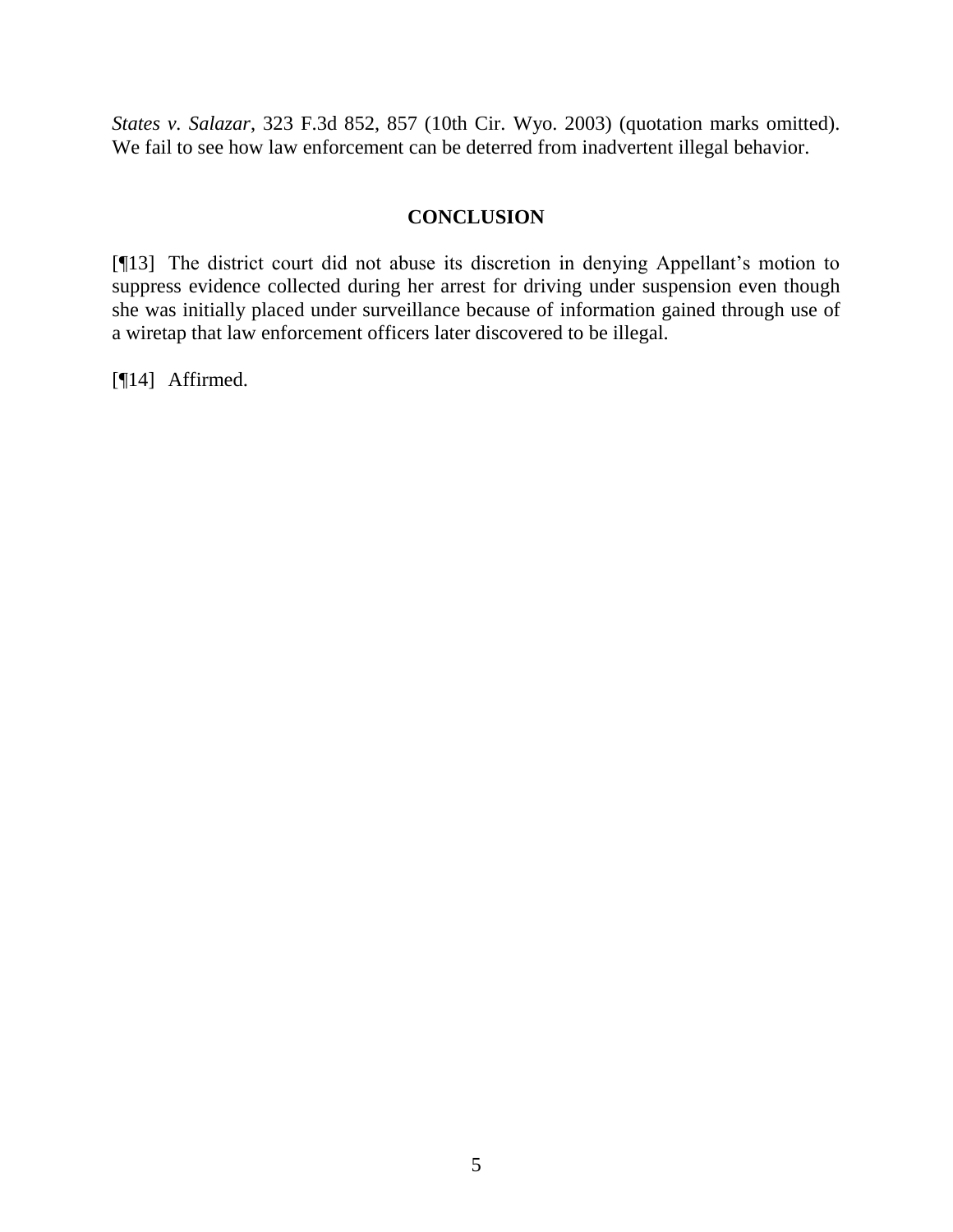*States v. Salazar*, 323 F.3d 852, 857 (10th Cir. Wyo. 2003) (quotation marks omitted). We fail to see how law enforcement can be deterred from inadvertent illegal behavior.

## CONCLUSION

[¶13] The district court did not abuse its discretion in denying Appellant's motion to suppress evidence collected during her arrest for driving under suspension even though she was initially placed under surveillance because of information gained through use of a wiretap that law enforcement officers later discovered to be illegal.

[¶14] Affirmed.